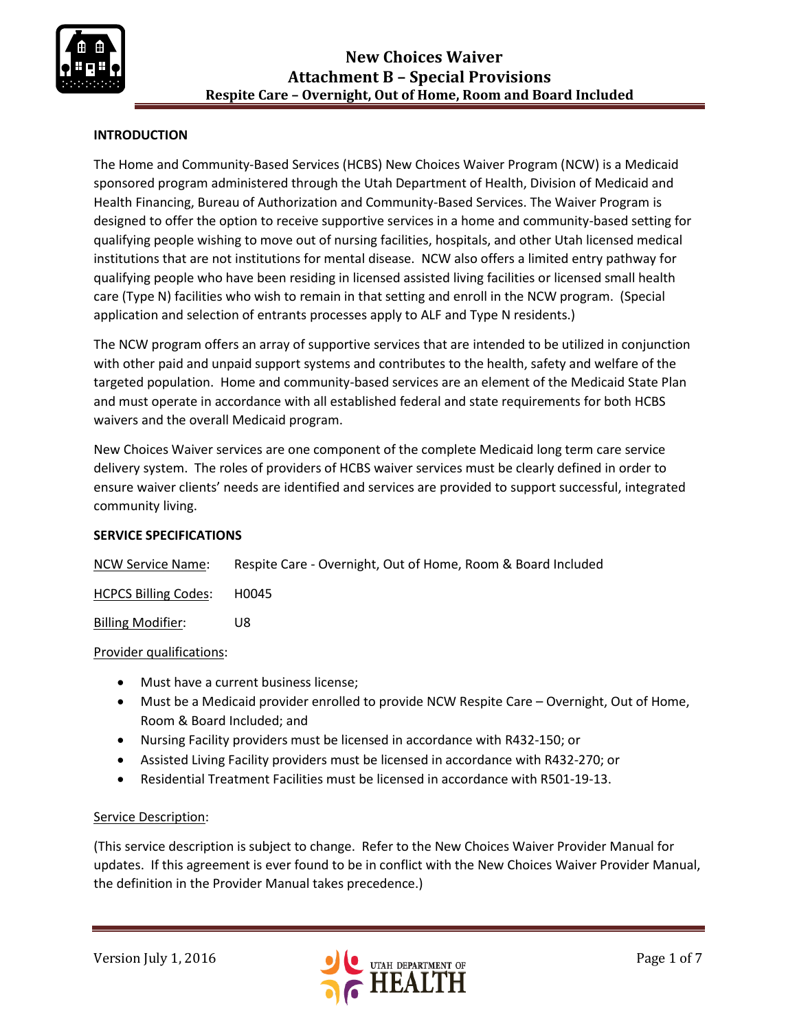# New Choices Waiver
## Attachment B – Special Provisions
### Respite Care – Overnight, Out of Home, Room and Board Included

**INTRODUCTION**

The Home and Community-Based Services (HCBS) New Choices Waiver Program (NCW) is a Medicaid sponsored program administered through the Utah Department of Health, Division of Medicaid and Health Financing, Bureau of Authorization and Community-Based Services. The Waiver Program is designed to offer the option to receive supportive services in a home and community-based setting for qualifying people wishing to move out of nursing facilities, hospitals, and other Utah licensed medical institutions that are not institutions for mental disease. NCW also offers a limited entry pathway for qualifying people who have been residing in licensed assisted living facilities or licensed small health care (Type N) facilities who wish to remain in that setting and enroll in the NCW program. (Special application and selection of entrants processes apply to ALF and Type N residents.)

The NCW program offers an array of supportive services that are intended to be utilized in conjunction with other paid and unpaid support systems and contributes to the health, safety and welfare of the targeted population. Home and community-based services are an element of the Medicaid State Plan and must operate in accordance with all established federal and state requirements for both HCBS waivers and the overall Medicaid program.

New Choices Waiver services are one component of the complete Medicaid long term care service delivery system. The roles of providers of HCBS waiver services must be clearly defined in order to ensure waiver clients' needs are identified and services are provided to support successful, integrated community living.

**SERVICE SPECIFICATIONS**

NCW Service Name: Respite Care - Overnight, Out of Home, Room & Board Included

HCPCS Billing Codes: H0045

Billing Modifier: U8

Provider qualifications:

- Must have a current business license;
- Must be a Medicaid provider enrolled to provide NCW Respite Care – Overnight, Out of Home, Room & Board Included; and
- Nursing Facility providers must be licensed in accordance with R432-150; or
- Assisted Living Facility providers must be licensed in accordance with R432-270; or
- Residential Treatment Facilities must be licensed in accordance with R501-19-13.

Service Description:

(This service description is subject to change. Refer to the New Choices Waiver Provider Manual for updates. If this agreement is ever found to be in conflict with the New Choices Waiver Provider Manual, the definition in the Provider Manual takes precedence.)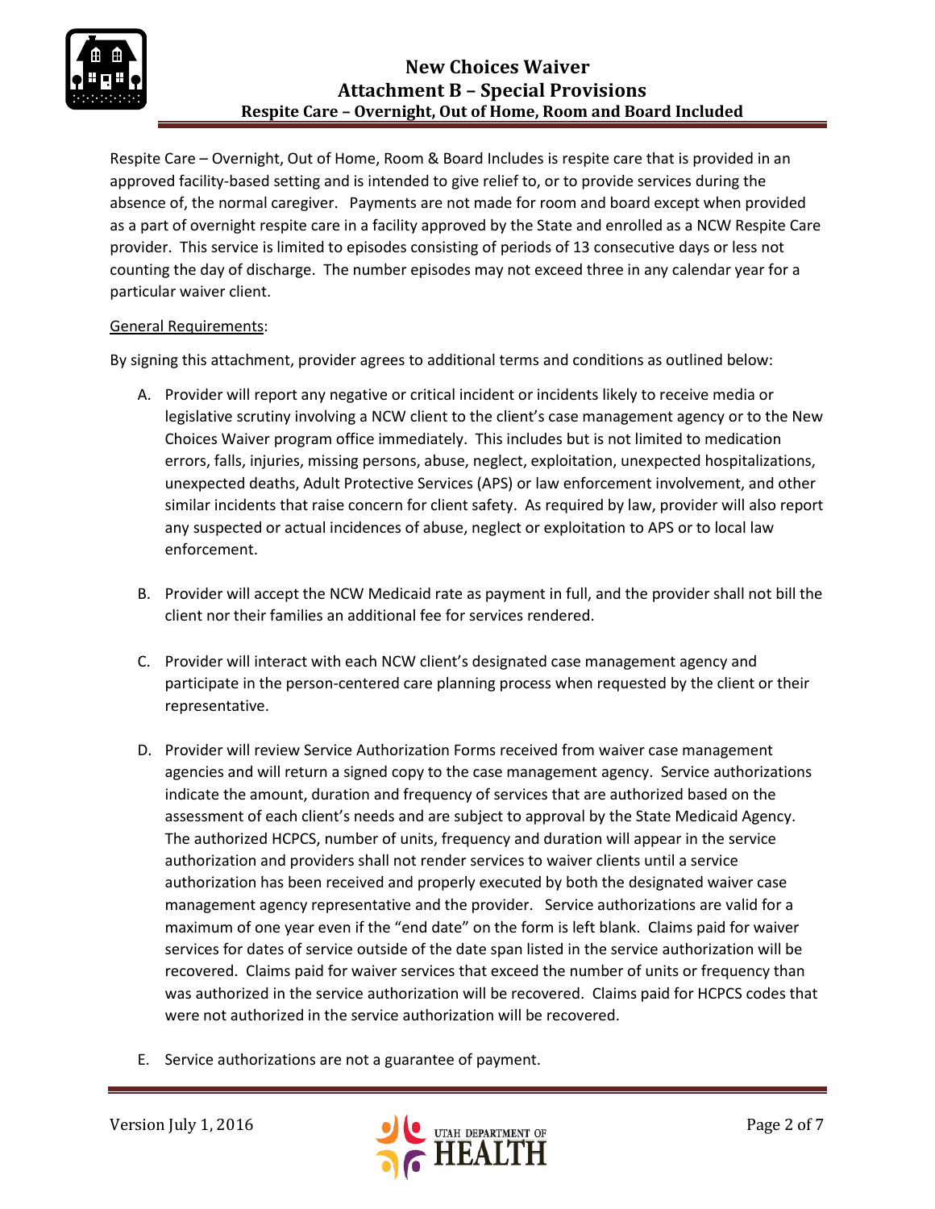Respite Care – Overnight, Out of Home, Room & Board Includes is respite care that is provided in an approved facility-based setting and is intended to give relief to, or to provide services during the absence of, the normal caregiver. Payments are not made for room and board except when provided as a part of overnight respite care in a facility approved by the State and enrolled as a NCW Respite Care provider. This service is limited to episodes consisting of periods of 13 consecutive days or less not counting the day of discharge. The number episodes may not exceed three in any calendar year for a particular waiver client.

<u>General Requirements</u>:

By signing this attachment, provider agrees to additional terms and conditions as outlined below:

A. Provider will report any negative or critical incident or incidents likely to receive media or legislative scrutiny involving a NCW client to the client's case management agency or to the New Choices Waiver program office immediately. This includes but is not limited to medication errors, falls, injuries, missing persons, abuse, neglect, exploitation, unexpected hospitalizations, unexpected deaths, Adult Protective Services (APS) or law enforcement involvement, and other similar incidents that raise concern for client safety. As required by law, provider will also report any suspected or actual incidences of abuse, neglect or exploitation to APS or to local law enforcement.

B. Provider will accept the NCW Medicaid rate as payment in full, and the provider shall not bill the client nor their families an additional fee for services rendered.

C. Provider will interact with each NCW client's designated case management agency and participate in the person-centered care planning process when requested by the client or their representative.

D. Provider will review Service Authorization Forms received from waiver case management agencies and will return a signed copy to the case management agency. Service authorizations indicate the amount, duration and frequency of services that are authorized based on the assessment of each client's needs and are subject to approval by the State Medicaid Agency. The authorized HCPCS, number of units, frequency and duration will appear in the service authorization and providers shall not render services to waiver clients until a service authorization has been received and properly executed by both the designated waiver case management agency representative and the provider. Service authorizations are valid for a maximum of one year even if the "end date" on the form is left blank. Claims paid for waiver services for dates of service outside of the date span listed in the service authorization will be recovered. Claims paid for waiver services that exceed the number of units or frequency than was authorized in the service authorization will be recovered. Claims paid for HCPCS codes that were not authorized in the service authorization will be recovered.

E. Service authorizations are not a guarantee of payment.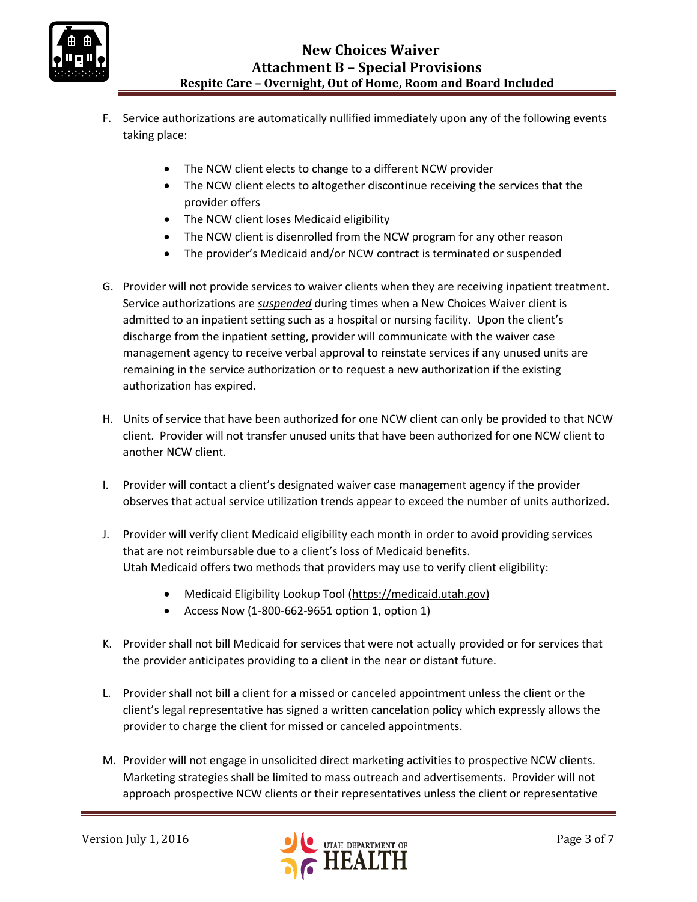F. Service authorizations are automatically nullified immediately upon any of the following events taking place:

- The NCW client elects to change to a different NCW provider
- The NCW client elects to altogether discontinue receiving the services that the provider offers
- The NCW client loses Medicaid eligibility
- The NCW client is disenrolled from the NCW program for any other reason
- The provider's Medicaid and/or NCW contract is terminated or suspended

G. Provider will not provide services to waiver clients when they are receiving inpatient treatment. Service authorizations are ***suspended*** during times when a New Choices Waiver client is admitted to an inpatient setting such as a hospital or nursing facility. Upon the client's discharge from the inpatient setting, provider will communicate with the waiver case management agency to receive verbal approval to reinstate services if any unused units are remaining in the service authorization or to request a new authorization if the existing authorization has expired.

H. Units of service that have been authorized for one NCW client can only be provided to that NCW client. Provider will not transfer unused units that have been authorized for one NCW client to another NCW client.

I. Provider will contact a client's designated waiver case management agency if the provider observes that actual service utilization trends appear to exceed the number of units authorized.

J. Provider will verify client Medicaid eligibility each month in order to avoid providing services that are not reimbursable due to a client's loss of Medicaid benefits. Utah Medicaid offers two methods that providers may use to verify client eligibility:

- Medicaid Eligibility Lookup Tool (https://medicaid.utah.gov)
- Access Now (1-800-662-9651 option 1, option 1)

K. Provider shall not bill Medicaid for services that were not actually provided or for services that the provider anticipates providing to a client in the near or distant future.

L. Provider shall not bill a client for a missed or canceled appointment unless the client or the client's legal representative has signed a written cancelation policy which expressly allows the provider to charge the client for missed or canceled appointments.

M. Provider will not engage in unsolicited direct marketing activities to prospective NCW clients. Marketing strategies shall be limited to mass outreach and advertisements. Provider will not approach prospective NCW clients or their representatives unless the client or representative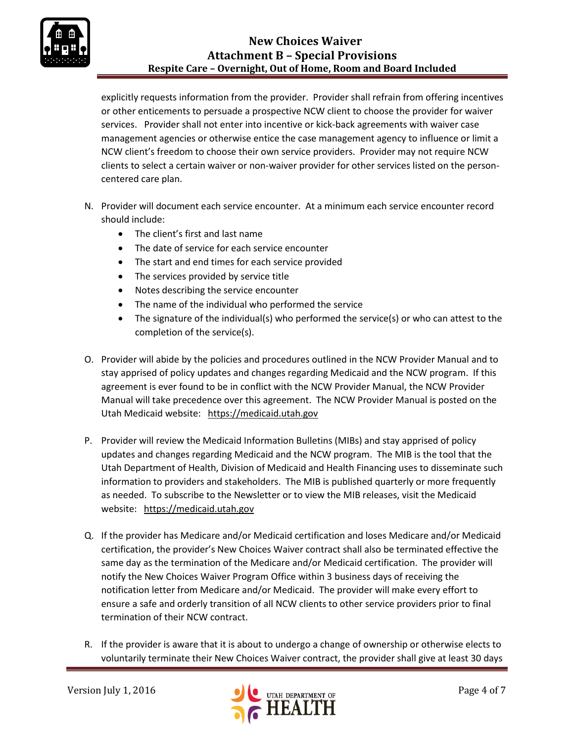explicitly requests information from the provider. Provider shall refrain from offering incentives or other enticements to persuade a prospective NCW client to choose the provider for waiver services. Provider shall not enter into incentive or kick-back agreements with waiver case management agencies or otherwise entice the case management agency to influence or limit a NCW client's freedom to choose their own service providers. Provider may not require NCW clients to select a certain waiver or non-waiver provider for other services listed on the person-centered care plan.

N. Provider will document each service encounter. At a minimum each service encounter record should include:
   - The client's first and last name
   - The date of service for each service encounter
   - The start and end times for each service provided
   - The services provided by service title
   - Notes describing the service encounter
   - The name of the individual who performed the service
   - The signature of the individual(s) who performed the service(s) or who can attest to the completion of the service(s).

O. Provider will abide by the policies and procedures outlined in the NCW Provider Manual and to stay apprised of policy updates and changes regarding Medicaid and the NCW program. If this agreement is ever found to be in conflict with the NCW Provider Manual, the NCW Provider Manual will take precedence over this agreement. The NCW Provider Manual is posted on the Utah Medicaid website: https://medicaid.utah.gov

P. Provider will review the Medicaid Information Bulletins (MIBs) and stay apprised of policy updates and changes regarding Medicaid and the NCW program. The MIB is the tool that the Utah Department of Health, Division of Medicaid and Health Financing uses to disseminate such information to providers and stakeholders. The MIB is published quarterly or more frequently as needed. To subscribe to the Newsletter or to view the MIB releases, visit the Medicaid website: https://medicaid.utah.gov

Q. If the provider has Medicare and/or Medicaid certification and loses Medicare and/or Medicaid certification, the provider's New Choices Waiver contract shall also be terminated effective the same day as the termination of the Medicare and/or Medicaid certification. The provider will notify the New Choices Waiver Program Office within 3 business days of receiving the notification letter from Medicare and/or Medicaid. The provider will make every effort to ensure a safe and orderly transition of all NCW clients to other service providers prior to final termination of their NCW contract.

R. If the provider is aware that it is about to undergo a change of ownership or otherwise elects to voluntarily terminate their New Choices Waiver contract, the provider shall give at least 30 days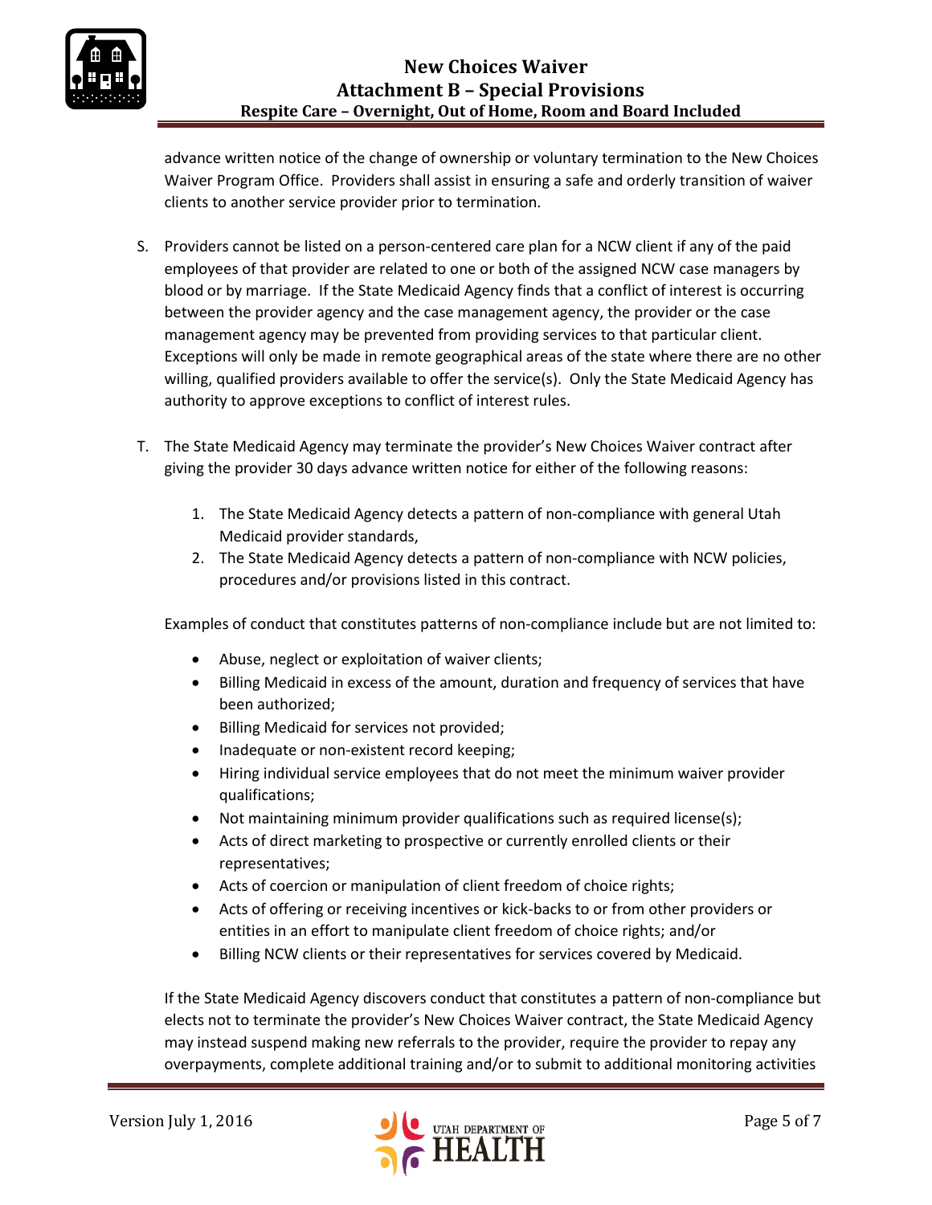advance written notice of the change of ownership or voluntary termination to the New Choices Waiver Program Office. Providers shall assist in ensuring a safe and orderly transition of waiver clients to another service provider prior to termination.

S. Providers cannot be listed on a person-centered care plan for a NCW client if any of the paid employees of that provider are related to one or both of the assigned NCW case managers by blood or by marriage. If the State Medicaid Agency finds that a conflict of interest is occurring between the provider agency and the case management agency, the provider or the case management agency may be prevented from providing services to that particular client. Exceptions will only be made in remote geographical areas of the state where there are no other willing, qualified providers available to offer the service(s). Only the State Medicaid Agency has authority to approve exceptions to conflict of interest rules.

T. The State Medicaid Agency may terminate the provider's New Choices Waiver contract after giving the provider 30 days advance written notice for either of the following reasons:

   1. The State Medicaid Agency detects a pattern of non-compliance with general Utah Medicaid provider standards,
   2. The State Medicaid Agency detects a pattern of non-compliance with NCW policies, procedures and/or provisions listed in this contract.

   Examples of conduct that constitutes patterns of non-compliance include but are not limited to:

   - Abuse, neglect or exploitation of waiver clients;
   - Billing Medicaid in excess of the amount, duration and frequency of services that have been authorized;
   - Billing Medicaid for services not provided;
   - Inadequate or non-existent record keeping;
   - Hiring individual service employees that do not meet the minimum waiver provider qualifications;
   - Not maintaining minimum provider qualifications such as required license(s);
   - Acts of direct marketing to prospective or currently enrolled clients or their representatives;
   - Acts of coercion or manipulation of client freedom of choice rights;
   - Acts of offering or receiving incentives or kick-backs to or from other providers or entities in an effort to manipulate client freedom of choice rights; and/or
   - Billing NCW clients or their representatives for services covered by Medicaid.

   If the State Medicaid Agency discovers conduct that constitutes a pattern of non-compliance but elects not to terminate the provider's New Choices Waiver contract, the State Medicaid Agency may instead suspend making new referrals to the provider, require the provider to repay any overpayments, complete additional training and/or to submit to additional monitoring activities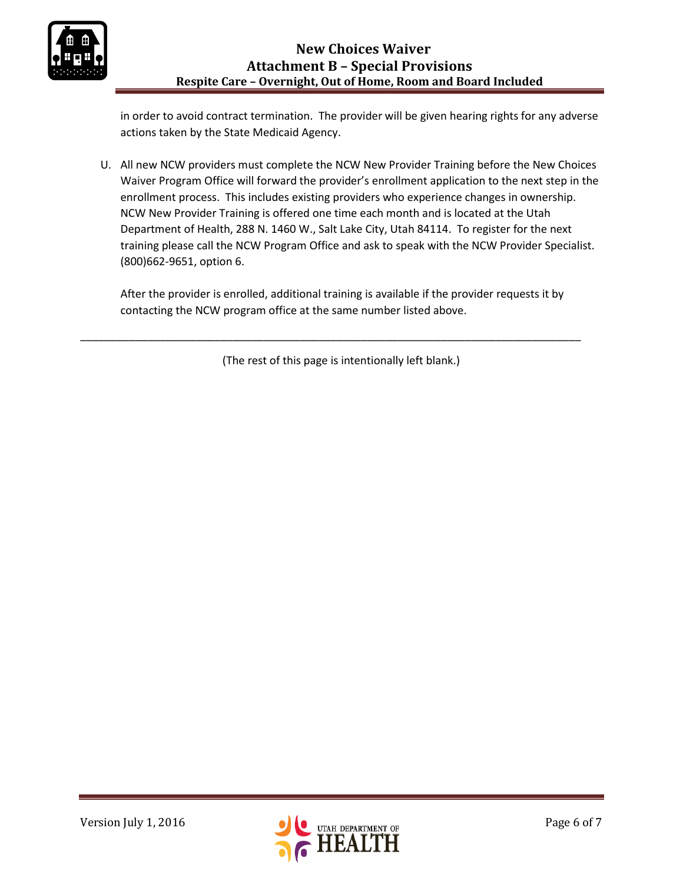in order to avoid contract termination. The provider will be given hearing rights for any adverse actions taken by the State Medicaid Agency.

U. All new NCW providers must complete the NCW New Provider Training before the New Choices Waiver Program Office will forward the provider's enrollment application to the next step in the enrollment process. This includes existing providers who experience changes in ownership. NCW New Provider Training is offered one time each month and is located at the Utah Department of Health, 288 N. 1460 W., Salt Lake City, Utah 84114. To register for the next training please call the NCW Program Office and ask to speak with the NCW Provider Specialist. (800)662-9651, option 6.

   After the provider is enrolled, additional training is available if the provider requests it by contacting the NCW program office at the same number listed above.

---

(The rest of this page is intentionally left blank.)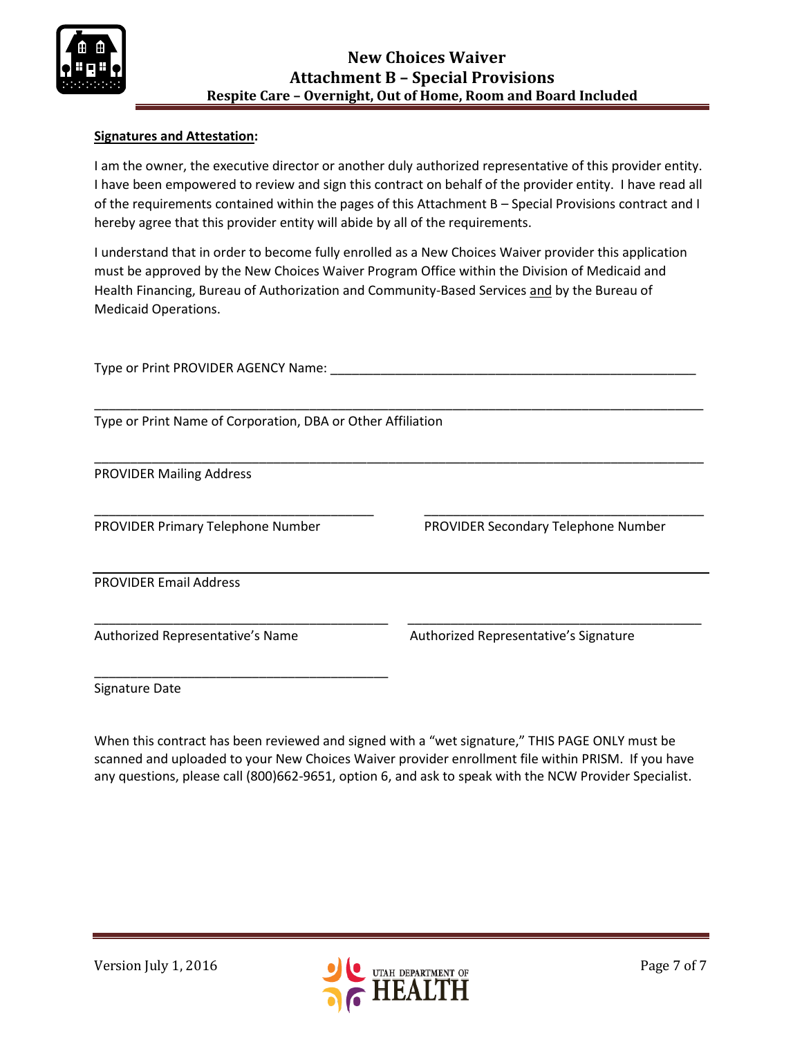**Signatures and Attestation:**

I am the owner, the executive director or another duly authorized representative of this provider entity. I have been empowered to review and sign this contract on behalf of the provider entity. I have read all of the requirements contained within the pages of this Attachment B – Special Provisions contract and I hereby agree that this provider entity will abide by all of the requirements.

I understand that in order to become fully enrolled as a New Choices Waiver provider this application must be approved by the New Choices Waiver Program Office within the Division of Medicaid and Health Financing, Bureau of Authorization and Community-Based Services and by the Bureau of Medicaid Operations.

Type or Print PROVIDER AGENCY Name: ______________________________________________________

_____________________________________________________________________________________

Type or Print Name of Corporation, DBA or Other Affiliation

_____________________________________________________________________________________

PROVIDER Mailing Address

_______________________________________ _______________________________________

PROVIDER Primary Telephone Number PROVIDER Secondary Telephone Number

_____________________________________________________________________________________

PROVIDER Email Address

_________________________________________ _________________________________________

Authorized Representative's Name Authorized Representative's Signature

_________________________________________

Signature Date

When this contract has been reviewed and signed with a "wet signature," THIS PAGE ONLY must be scanned and uploaded to your New Choices Waiver provider enrollment file within PRISM. If you have any questions, please call (800)662-9651, option 6, and ask to speak with the NCW Provider Specialist.